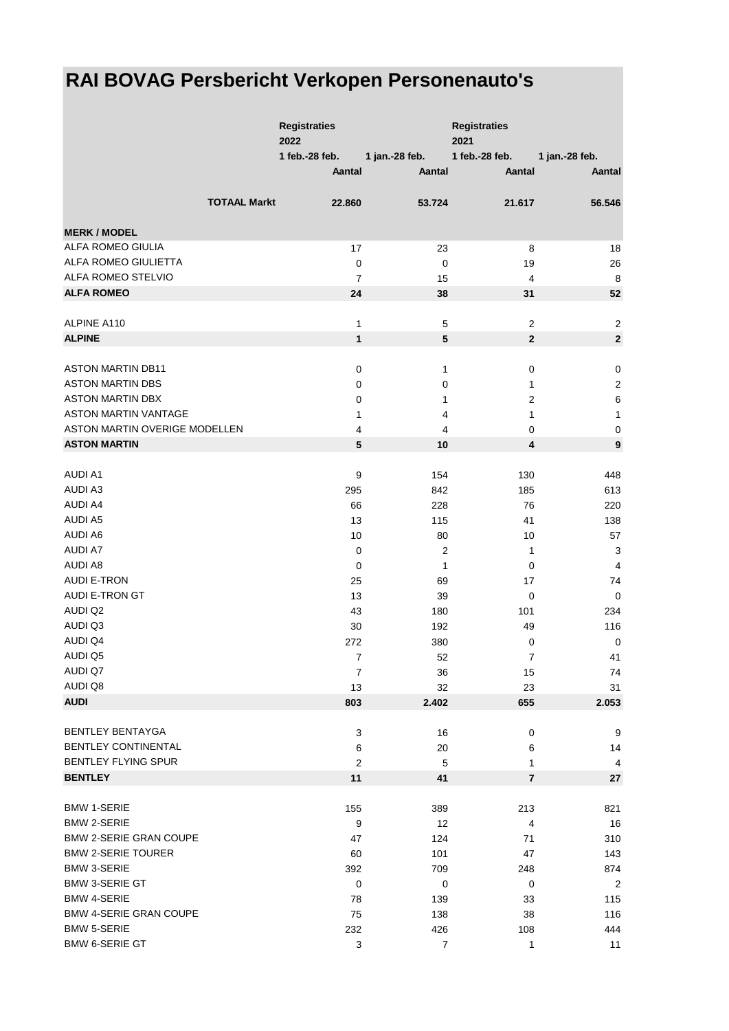# RAI BOVAG Persbericht Verkopen Personenauto's

| | Registraties 2022 | | Registraties 2021 | |
|---|---|---|---|---|
| | 1 feb.-28 feb. | 1 jan.-28 feb. | 1 feb.-28 feb. | 1 jan.-28 feb. |
| | Aantal | Aantal | Aantal | Aantal |
| **TOTAAL Markt** | **22.860** | **53.724** | **21.617** | **56.546** |
| **MERK / MODEL** | | | | |
| ALFA ROMEO GIULIA | 17 | 23 | 8 | 18 |
| ALFA ROMEO GIULIETTA | 0 | 0 | 19 | 26 |
| ALFA ROMEO STELVIO | 7 | 15 | 4 | 8 |
| **ALFA ROMEO** | **24** | **38** | **31** | **52** |
| ALPINE A110 | 1 | 5 | 2 | 2 |
| **ALPINE** | **1** | **5** | **2** | **2** |
| ASTON MARTIN DB11 | 0 | 1 | 0 | 0 |
| ASTON MARTIN DBS | 0 | 0 | 1 | 2 |
| ASTON MARTIN DBX | 0 | 1 | 2 | 6 |
| ASTON MARTIN VANTAGE | 1 | 4 | 1 | 1 |
| ASTON MARTIN OVERIGE MODELLEN | 4 | 4 | 0 | 0 |
| **ASTON MARTIN** | **5** | **10** | **4** | **9** |
| AUDI A1 | 9 | 154 | 130 | 448 |
| AUDI A3 | 295 | 842 | 185 | 613 |
| AUDI A4 | 66 | 228 | 76 | 220 |
| AUDI A5 | 13 | 115 | 41 | 138 |
| AUDI A6 | 10 | 80 | 10 | 57 |
| AUDI A7 | 0 | 2 | 1 | 3 |
| AUDI A8 | 0 | 1 | 0 | 4 |
| AUDI E-TRON | 25 | 69 | 17 | 74 |
| AUDI E-TRON GT | 13 | 39 | 0 | 0 |
| AUDI Q2 | 43 | 180 | 101 | 234 |
| AUDI Q3 | 30 | 192 | 49 | 116 |
| AUDI Q4 | 272 | 380 | 0 | 0 |
| AUDI Q5 | 7 | 52 | 7 | 41 |
| AUDI Q7 | 7 | 36 | 15 | 74 |
| AUDI Q8 | 13 | 32 | 23 | 31 |
| **AUDI** | **803** | **2.402** | **655** | **2.053** |
| BENTLEY BENTAYGA | 3 | 16 | 0 | 9 |
| BENTLEY CONTINENTAL | 6 | 20 | 6 | 14 |
| BENTLEY FLYING SPUR | 2 | 5 | 1 | 4 |
| **BENTLEY** | **11** | **41** | **7** | **27** |
| BMW 1-SERIE | 155 | 389 | 213 | 821 |
| BMW 2-SERIE | 9 | 12 | 4 | 16 |
| BMW 2-SERIE GRAN COUPE | 47 | 124 | 71 | 310 |
| BMW 2-SERIE TOURER | 60 | 101 | 47 | 143 |
| BMW 3-SERIE | 392 | 709 | 248 | 874 |
| BMW 3-SERIE GT | 0 | 0 | 0 | 2 |
| BMW 4-SERIE | 78 | 139 | 33 | 115 |
| BMW 4-SERIE GRAN COUPE | 75 | 138 | 38 | 116 |
| BMW 5-SERIE | 232 | 426 | 108 | 444 |
| BMW 6-SERIE GT | 3 | 7 | 1 | 11 |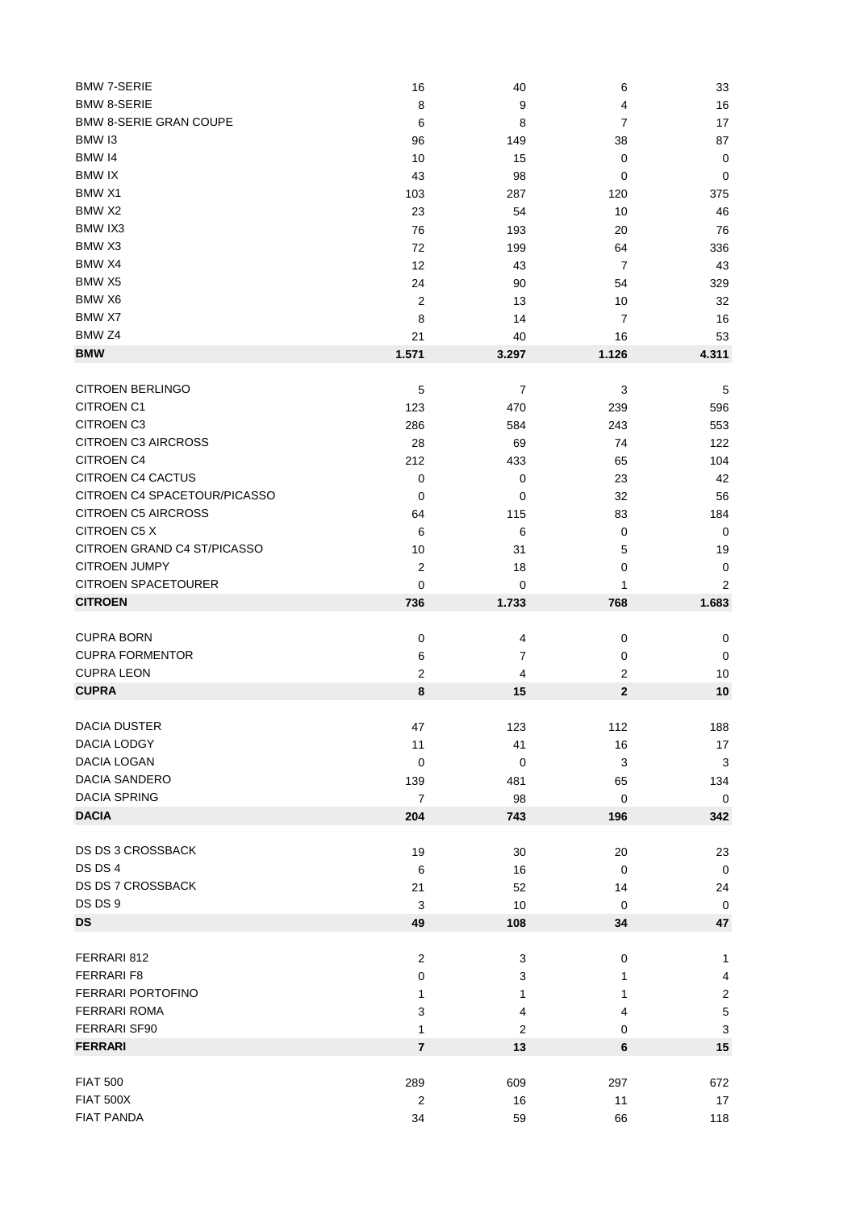| | | | | |
|---|---|---|---|---|
| BMW 7-SERIE | 16 | 40 | 6 | 33 |
| BMW 8-SERIE | 8 | 9 | 4 | 16 |
| BMW 8-SERIE GRAN COUPE | 6 | 8 | 7 | 17 |
| BMW I3 | 96 | 149 | 38 | 87 |
| BMW I4 | 10 | 15 | 0 | 0 |
| BMW IX | 43 | 98 | 0 | 0 |
| BMW X1 | 103 | 287 | 120 | 375 |
| BMW X2 | 23 | 54 | 10 | 46 |
| BMW IX3 | 76 | 193 | 20 | 76 |
| BMW X3 | 72 | 199 | 64 | 336 |
| BMW X4 | 12 | 43 | 7 | 43 |
| BMW X5 | 24 | 90 | 54 | 329 |
| BMW X6 | 2 | 13 | 10 | 32 |
| BMW X7 | 8 | 14 | 7 | 16 |
| BMW Z4 | 21 | 40 | 16 | 53 |
| **BMW** | **1.571** | **3.297** | **1.126** | **4.311** |
| | | | | |
| CITROEN BERLINGO | 5 | 7 | 3 | 5 |
| CITROEN C1 | 123 | 470 | 239 | 596 |
| CITROEN C3 | 286 | 584 | 243 | 553 |
| CITROEN C3 AIRCROSS | 28 | 69 | 74 | 122 |
| CITROEN C4 | 212 | 433 | 65 | 104 |
| CITROEN C4 CACTUS | 0 | 0 | 23 | 42 |
| CITROEN C4 SPACETOUR/PICASSO | 0 | 0 | 32 | 56 |
| CITROEN C5 AIRCROSS | 64 | 115 | 83 | 184 |
| CITROEN C5 X | 6 | 6 | 0 | 0 |
| CITROEN GRAND C4 ST/PICASSO | 10 | 31 | 5 | 19 |
| CITROEN JUMPY | 2 | 18 | 0 | 0 |
| CITROEN SPACETOURER | 0 | 0 | 1 | 2 |
| **CITROEN** | **736** | **1.733** | **768** | **1.683** |
| | | | | |
| CUPRA BORN | 0 | 4 | 0 | 0 |
| CUPRA FORMENTOR | 6 | 7 | 0 | 0 |
| CUPRA LEON | 2 | 4 | 2 | 10 |
| **CUPRA** | **8** | **15** | **2** | **10** |
| | | | | |
| DACIA DUSTER | 47 | 123 | 112 | 188 |
| DACIA LODGY | 11 | 41 | 16 | 17 |
| DACIA LOGAN | 0 | 0 | 3 | 3 |
| DACIA SANDERO | 139 | 481 | 65 | 134 |
| DACIA SPRING | 7 | 98 | 0 | 0 |
| **DACIA** | **204** | **743** | **196** | **342** |
| | | | | |
| DS DS 3 CROSSBACK | 19 | 30 | 20 | 23 |
| DS DS 4 | 6 | 16 | 0 | 0 |
| DS DS 7 CROSSBACK | 21 | 52 | 14 | 24 |
| DS DS 9 | 3 | 10 | 0 | 0 |
| **DS** | **49** | **108** | **34** | **47** |
| | | | | |
| FERRARI 812 | 2 | 3 | 0 | 1 |
| FERRARI F8 | 0 | 3 | 1 | 4 |
| FERRARI PORTOFINO | 1 | 1 | 1 | 2 |
| FERRARI ROMA | 3 | 4 | 4 | 5 |
| FERRARI SF90 | 1 | 2 | 0 | 3 |
| **FERRARI** | **7** | **13** | **6** | **15** |
| | | | | |
| FIAT 500 | 289 | 609 | 297 | 672 |
| FIAT 500X | 2 | 16 | 11 | 17 |
| FIAT PANDA | 34 | 59 | 66 | 118 |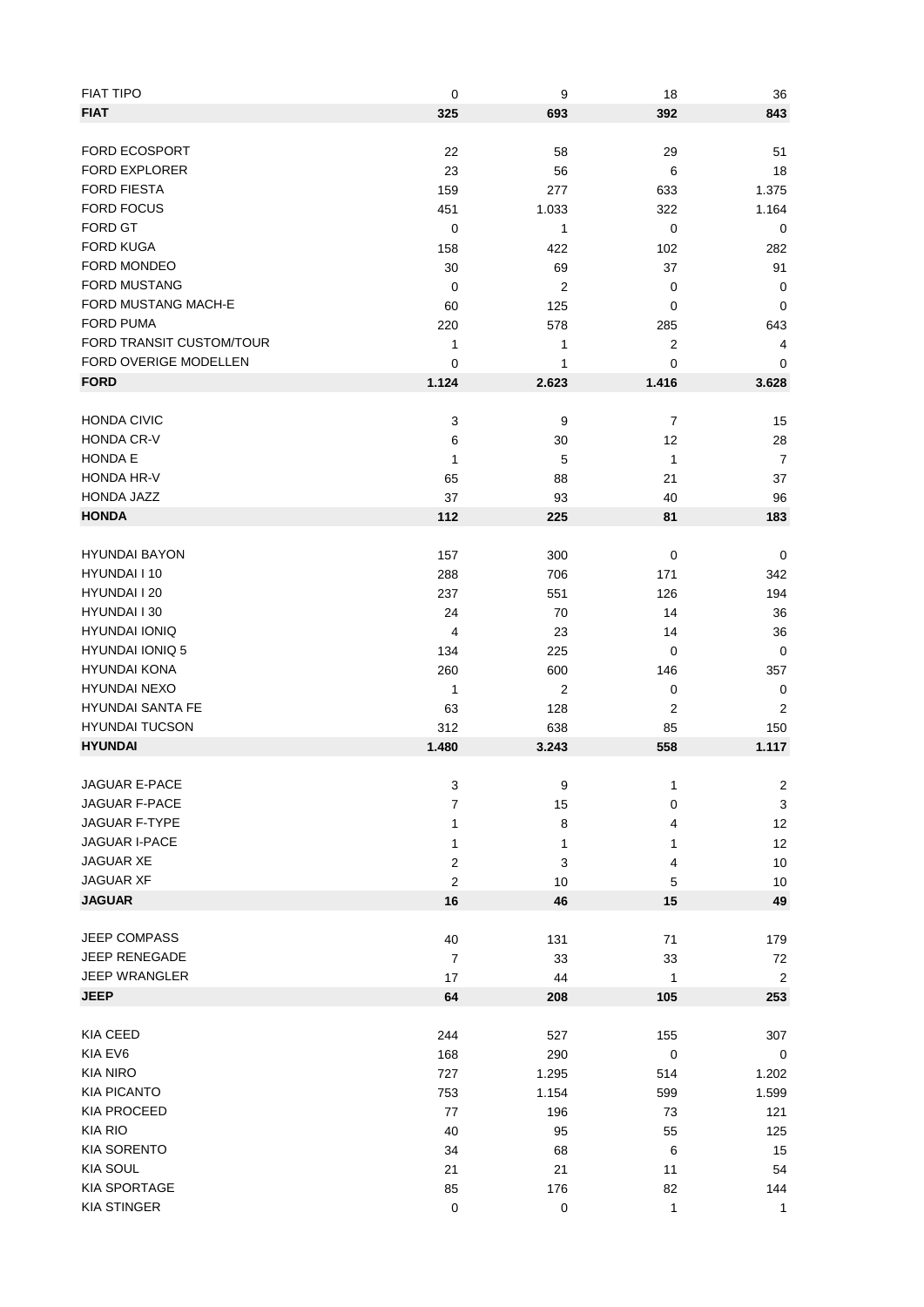| | | | | |
|---|---|---|---|---|
| FIAT TIPO | 0 | 9 | 18 | 36 |
| **FIAT** | **325** | **693** | **392** | **843** |
| | | | | |
| FORD ECOSPORT | 22 | 58 | 29 | 51 |
| FORD EXPLORER | 23 | 56 | 6 | 18 |
| FORD FIESTA | 159 | 277 | 633 | 1.375 |
| FORD FOCUS | 451 | 1.033 | 322 | 1.164 |
| FORD GT | 0 | 1 | 0 | 0 |
| FORD KUGA | 158 | 422 | 102 | 282 |
| FORD MONDEO | 30 | 69 | 37 | 91 |
| FORD MUSTANG | 0 | 2 | 0 | 0 |
| FORD MUSTANG MACH-E | 60 | 125 | 0 | 0 |
| FORD PUMA | 220 | 578 | 285 | 643 |
| FORD TRANSIT CUSTOM/TOUR | 1 | 1 | 2 | 4 |
| FORD OVERIGE MODELLEN | 0 | 1 | 0 | 0 |
| **FORD** | **1.124** | **2.623** | **1.416** | **3.628** |
| | | | | |
| HONDA CIVIC | 3 | 9 | 7 | 15 |
| HONDA CR-V | 6 | 30 | 12 | 28 |
| HONDA E | 1 | 5 | 1 | 7 |
| HONDA HR-V | 65 | 88 | 21 | 37 |
| HONDA JAZZ | 37 | 93 | 40 | 96 |
| **HONDA** | **112** | **225** | **81** | **183** |
| | | | | |
| HYUNDAI BAYON | 157 | 300 | 0 | 0 |
| HYUNDAI I 10 | 288 | 706 | 171 | 342 |
| HYUNDAI I 20 | 237 | 551 | 126 | 194 |
| HYUNDAI I 30 | 24 | 70 | 14 | 36 |
| HYUNDAI IONIQ | 4 | 23 | 14 | 36 |
| HYUNDAI IONIQ 5 | 134 | 225 | 0 | 0 |
| HYUNDAI KONA | 260 | 600 | 146 | 357 |
| HYUNDAI NEXO | 1 | 2 | 0 | 0 |
| HYUNDAI SANTA FE | 63 | 128 | 2 | 2 |
| HYUNDAI TUCSON | 312 | 638 | 85 | 150 |
| **HYUNDAI** | **1.480** | **3.243** | **558** | **1.117** |
| | | | | |
| JAGUAR E-PACE | 3 | 9 | 1 | 2 |
| JAGUAR F-PACE | 7 | 15 | 0 | 3 |
| JAGUAR F-TYPE | 1 | 8 | 4 | 12 |
| JAGUAR I-PACE | 1 | 1 | 1 | 12 |
| JAGUAR XE | 2 | 3 | 4 | 10 |
| JAGUAR XF | 2 | 10 | 5 | 10 |
| **JAGUAR** | **16** | **46** | **15** | **49** |
| | | | | |
| JEEP COMPASS | 40 | 131 | 71 | 179 |
| JEEP RENEGADE | 7 | 33 | 33 | 72 |
| JEEP WRANGLER | 17 | 44 | 1 | 2 |
| **JEEP** | **64** | **208** | **105** | **253** |
| | | | | |
| KIA CEED | 244 | 527 | 155 | 307 |
| KIA EV6 | 168 | 290 | 0 | 0 |
| KIA NIRO | 727 | 1.295 | 514 | 1.202 |
| KIA PICANTO | 753 | 1.154 | 599 | 1.599 |
| KIA PROCEED | 77 | 196 | 73 | 121 |
| KIA RIO | 40 | 95 | 55 | 125 |
| KIA SORENTO | 34 | 68 | 6 | 15 |
| KIA SOUL | 21 | 21 | 11 | 54 |
| KIA SPORTAGE | 85 | 176 | 82 | 144 |
| KIA STINGER | 0 | 0 | 1 | 1 |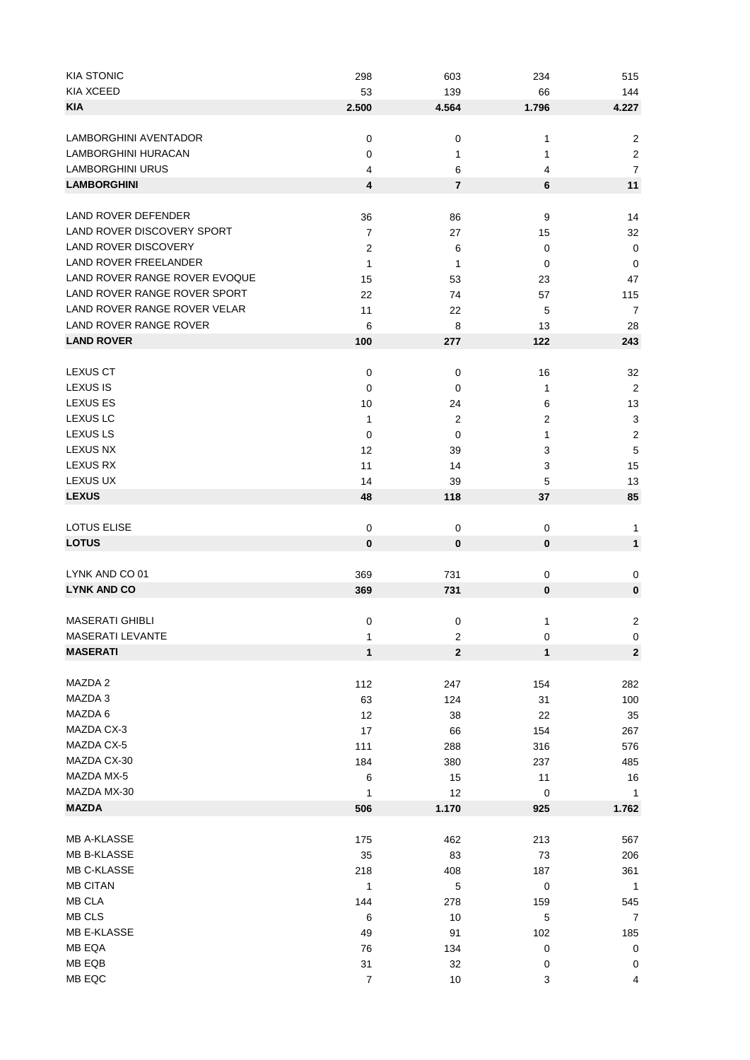| | | | | |
|---|---|---|---|---|
| KIA STONIC | 298 | 603 | 234 | 515 |
| KIA XCEED | 53 | 139 | 66 | 144 |
| **KIA** | **2.500** | **4.564** | **1.796** | **4.227** |
| | | | | |
| LAMBORGHINI AVENTADOR | 0 | 0 | 1 | 2 |
| LAMBORGHINI HURACAN | 0 | 1 | 1 | 2 |
| LAMBORGHINI URUS | 4 | 6 | 4 | 7 |
| **LAMBORGHINI** | **4** | **7** | **6** | **11** |
| | | | | |
| LAND ROVER DEFENDER | 36 | 86 | 9 | 14 |
| LAND ROVER DISCOVERY SPORT | 7 | 27 | 15 | 32 |
| LAND ROVER DISCOVERY | 2 | 6 | 0 | 0 |
| LAND ROVER FREELANDER | 1 | 1 | 0 | 0 |
| LAND ROVER RANGE ROVER EVOQUE | 15 | 53 | 23 | 47 |
| LAND ROVER RANGE ROVER SPORT | 22 | 74 | 57 | 115 |
| LAND ROVER RANGE ROVER VELAR | 11 | 22 | 5 | 7 |
| LAND ROVER RANGE ROVER | 6 | 8 | 13 | 28 |
| **LAND ROVER** | **100** | **277** | **122** | **243** |
| | | | | |
| LEXUS CT | 0 | 0 | 16 | 32 |
| LEXUS IS | 0 | 0 | 1 | 2 |
| LEXUS ES | 10 | 24 | 6 | 13 |
| LEXUS LC | 1 | 2 | 2 | 3 |
| LEXUS LS | 0 | 0 | 1 | 2 |
| LEXUS NX | 12 | 39 | 3 | 5 |
| LEXUS RX | 11 | 14 | 3 | 15 |
| LEXUS UX | 14 | 39 | 5 | 13 |
| **LEXUS** | **48** | **118** | **37** | **85** |
| | | | | |
| LOTUS ELISE | 0 | 0 | 0 | 1 |
| **LOTUS** | **0** | **0** | **0** | **1** |
| | | | | |
| LYNK AND CO 01 | 369 | 731 | 0 | 0 |
| **LYNK AND CO** | **369** | **731** | **0** | **0** |
| | | | | |
| MASERATI GHIBLI | 0 | 0 | 1 | 2 |
| MASERATI LEVANTE | 1 | 2 | 0 | 0 |
| **MASERATI** | **1** | **2** | **1** | **2** |
| | | | | |
| MAZDA 2 | 112 | 247 | 154 | 282 |
| MAZDA 3 | 63 | 124 | 31 | 100 |
| MAZDA 6 | 12 | 38 | 22 | 35 |
| MAZDA CX-3 | 17 | 66 | 154 | 267 |
| MAZDA CX-5 | 111 | 288 | 316 | 576 |
| MAZDA CX-30 | 184 | 380 | 237 | 485 |
| MAZDA MX-5 | 6 | 15 | 11 | 16 |
| MAZDA MX-30 | 1 | 12 | 0 | 1 |
| **MAZDA** | **506** | **1.170** | **925** | **1.762** |
| | | | | |
| MB A-KLASSE | 175 | 462 | 213 | 567 |
| MB B-KLASSE | 35 | 83 | 73 | 206 |
| MB C-KLASSE | 218 | 408 | 187 | 361 |
| MB CITAN | 1 | 5 | 0 | 1 |
| MB CLA | 144 | 278 | 159 | 545 |
| MB CLS | 6 | 10 | 5 | 7 |
| MB E-KLASSE | 49 | 91 | 102 | 185 |
| MB EQA | 76 | 134 | 0 | 0 |
| MB EQB | 31 | 32 | 0 | 0 |
| MB EQC | 7 | 10 | 3 | 4 |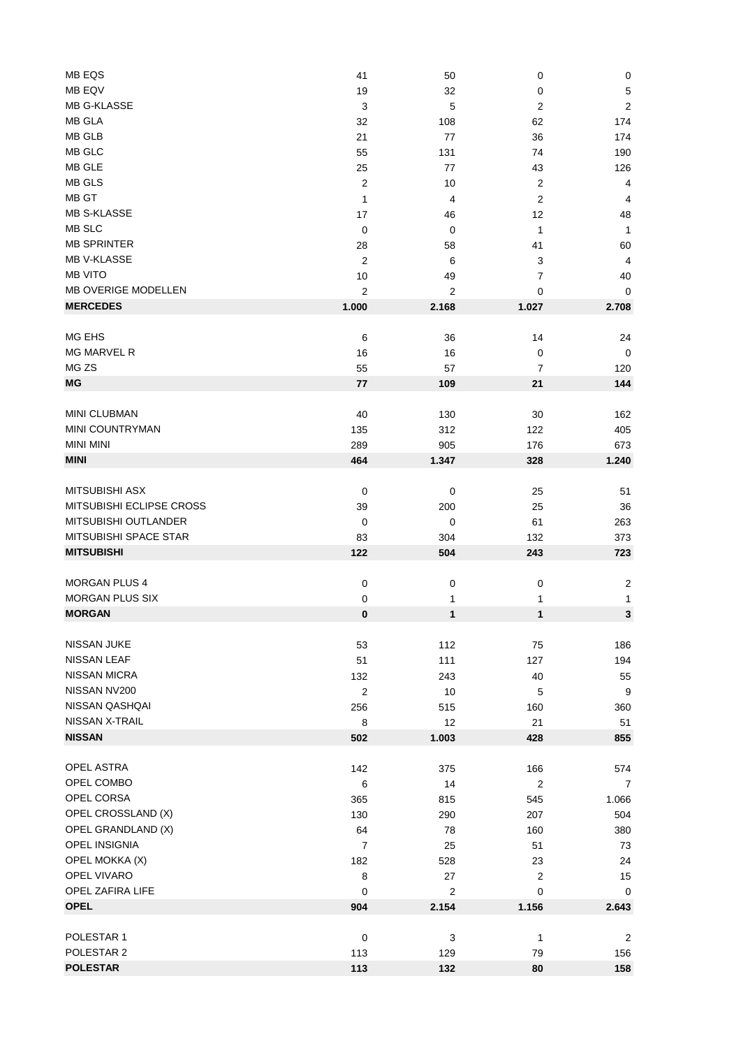| | | | | |
|---|---|---|---|---|
| MB EQS | 41 | 50 | 0 | 0 |
| MB EQV | 19 | 32 | 0 | 5 |
| MB G-KLASSE | 3 | 5 | 2 | 2 |
| MB GLA | 32 | 108 | 62 | 174 |
| MB GLB | 21 | 77 | 36 | 174 |
| MB GLC | 55 | 131 | 74 | 190 |
| MB GLE | 25 | 77 | 43 | 126 |
| MB GLS | 2 | 10 | 2 | 4 |
| MB GT | 1 | 4 | 2 | 4 |
| MB S-KLASSE | 17 | 46 | 12 | 48 |
| MB SLC | 0 | 0 | 1 | 1 |
| MB SPRINTER | 28 | 58 | 41 | 60 |
| MB V-KLASSE | 2 | 6 | 3 | 4 |
| MB VITO | 10 | 49 | 7 | 40 |
| MB OVERIGE MODELLEN | 2 | 2 | 0 | 0 |
| **MERCEDES** | **1.000** | **2.168** | **1.027** | **2.708** |
| | | | | |
| MG EHS | 6 | 36 | 14 | 24 |
| MG MARVEL R | 16 | 16 | 0 | 0 |
| MG ZS | 55 | 57 | 7 | 120 |
| **MG** | **77** | **109** | **21** | **144** |
| | | | | |
| MINI CLUBMAN | 40 | 130 | 30 | 162 |
| MINI COUNTRYMAN | 135 | 312 | 122 | 405 |
| MINI MINI | 289 | 905 | 176 | 673 |
| **MINI** | **464** | **1.347** | **328** | **1.240** |
| | | | | |
| MITSUBISHI ASX | 0 | 0 | 25 | 51 |
| MITSUBISHI ECLIPSE CROSS | 39 | 200 | 25 | 36 |
| MITSUBISHI OUTLANDER | 0 | 0 | 61 | 263 |
| MITSUBISHI SPACE STAR | 83 | 304 | 132 | 373 |
| **MITSUBISHI** | **122** | **504** | **243** | **723** |
| | | | | |
| MORGAN PLUS 4 | 0 | 0 | 0 | 2 |
| MORGAN PLUS SIX | 0 | 1 | 1 | 1 |
| **MORGAN** | **0** | **1** | **1** | **3** |
| | | | | |
| NISSAN JUKE | 53 | 112 | 75 | 186 |
| NISSAN LEAF | 51 | 111 | 127 | 194 |
| NISSAN MICRA | 132 | 243 | 40 | 55 |
| NISSAN NV200 | 2 | 10 | 5 | 9 |
| NISSAN QASHQAI | 256 | 515 | 160 | 360 |
| NISSAN X-TRAIL | 8 | 12 | 21 | 51 |
| **NISSAN** | **502** | **1.003** | **428** | **855** |
| | | | | |
| OPEL ASTRA | 142 | 375 | 166 | 574 |
| OPEL COMBO | 6 | 14 | 2 | 7 |
| OPEL CORSA | 365 | 815 | 545 | 1.066 |
| OPEL CROSSLAND (X) | 130 | 290 | 207 | 504 |
| OPEL GRANDLAND (X) | 64 | 78 | 160 | 380 |
| OPEL INSIGNIA | 7 | 25 | 51 | 73 |
| OPEL MOKKA (X) | 182 | 528 | 23 | 24 |
| OPEL VIVARO | 8 | 27 | 2 | 15 |
| OPEL ZAFIRA LIFE | 0 | 2 | 0 | 0 |
| **OPEL** | **904** | **2.154** | **1.156** | **2.643** |
| | | | | |
| POLESTAR 1 | 0 | 3 | 1 | 2 |
| POLESTAR 2 | 113 | 129 | 79 | 156 |
| **POLESTAR** | **113** | **132** | **80** | **158** |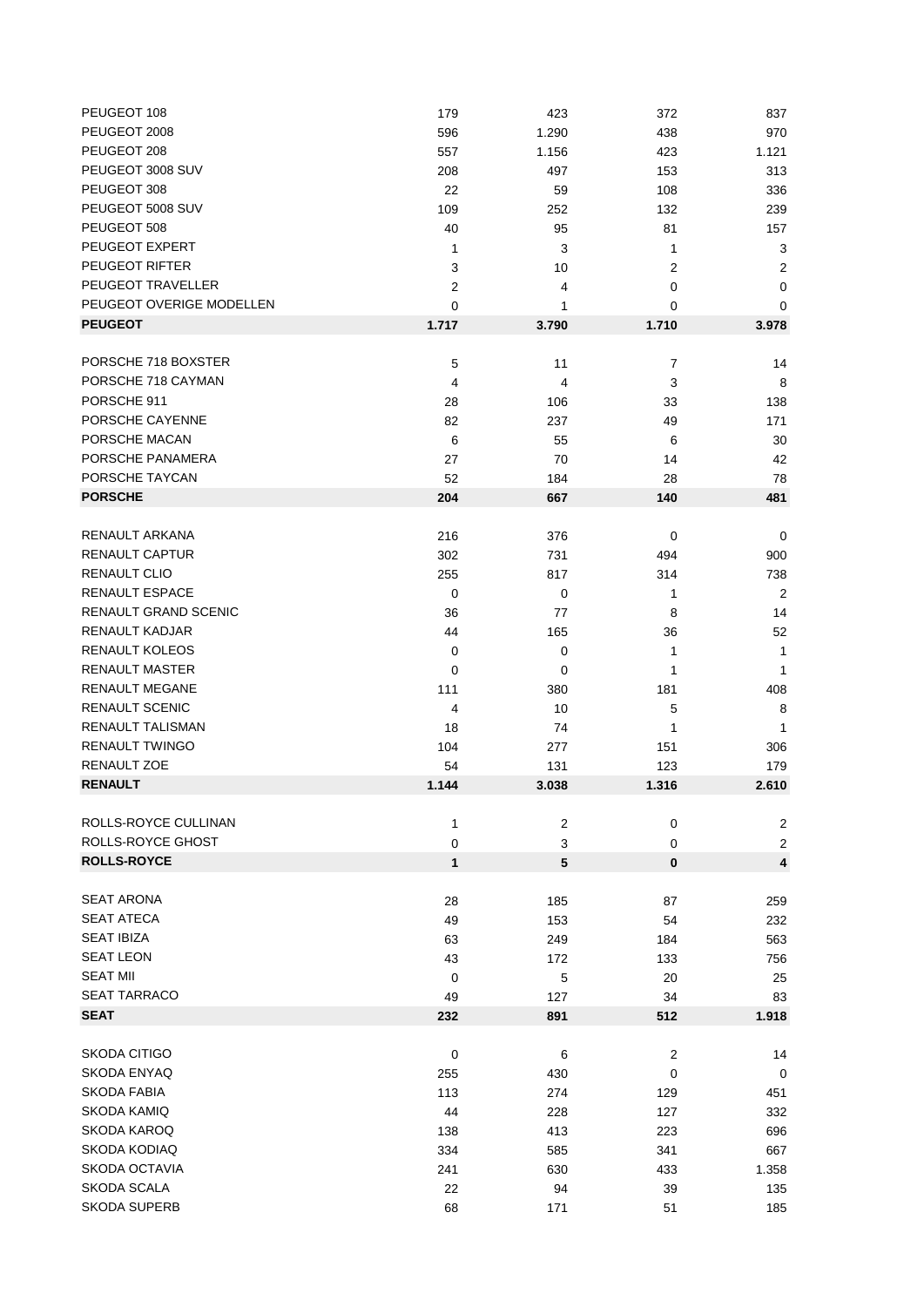| | | | | |
|---|---|---|---|---|
| PEUGEOT 108 | 179 | 423 | 372 | 837 |
| PEUGEOT 2008 | 596 | 1.290 | 438 | 970 |
| PEUGEOT 208 | 557 | 1.156 | 423 | 1.121 |
| PEUGEOT 3008 SUV | 208 | 497 | 153 | 313 |
| PEUGEOT 308 | 22 | 59 | 108 | 336 |
| PEUGEOT 5008 SUV | 109 | 252 | 132 | 239 |
| PEUGEOT 508 | 40 | 95 | 81 | 157 |
| PEUGEOT EXPERT | 1 | 3 | 1 | 3 |
| PEUGEOT RIFTER | 3 | 10 | 2 | 2 |
| PEUGEOT TRAVELLER | 2 | 4 | 0 | 0 |
| PEUGEOT OVERIGE MODELLEN | 0 | 1 | 0 | 0 |
| **PEUGEOT** | **1.717** | **3.790** | **1.710** | **3.978** |
| | | | | |
| PORSCHE 718 BOXSTER | 5 | 11 | 7 | 14 |
| PORSCHE 718 CAYMAN | 4 | 4 | 3 | 8 |
| PORSCHE 911 | 28 | 106 | 33 | 138 |
| PORSCHE CAYENNE | 82 | 237 | 49 | 171 |
| PORSCHE MACAN | 6 | 55 | 6 | 30 |
| PORSCHE PANAMERA | 27 | 70 | 14 | 42 |
| PORSCHE TAYCAN | 52 | 184 | 28 | 78 |
| **PORSCHE** | **204** | **667** | **140** | **481** |
| | | | | |
| RENAULT ARKANA | 216 | 376 | 0 | 0 |
| RENAULT CAPTUR | 302 | 731 | 494 | 900 |
| RENAULT CLIO | 255 | 817 | 314 | 738 |
| RENAULT ESPACE | 0 | 0 | 1 | 2 |
| RENAULT GRAND SCENIC | 36 | 77 | 8 | 14 |
| RENAULT KADJAR | 44 | 165 | 36 | 52 |
| RENAULT KOLEOS | 0 | 0 | 1 | 1 |
| RENAULT MASTER | 0 | 0 | 1 | 1 |
| RENAULT MEGANE | 111 | 380 | 181 | 408 |
| RENAULT SCENIC | 4 | 10 | 5 | 8 |
| RENAULT TALISMAN | 18 | 74 | 1 | 1 |
| RENAULT TWINGO | 104 | 277 | 151 | 306 |
| RENAULT ZOE | 54 | 131 | 123 | 179 |
| **RENAULT** | **1.144** | **3.038** | **1.316** | **2.610** |
| | | | | |
| ROLLS-ROYCE CULLINAN | 1 | 2 | 0 | 2 |
| ROLLS-ROYCE GHOST | 0 | 3 | 0 | 2 |
| **ROLLS-ROYCE** | **1** | **5** | **0** | **4** |
| | | | | |
| SEAT ARONA | 28 | 185 | 87 | 259 |
| SEAT ATECA | 49 | 153 | 54 | 232 |
| SEAT IBIZA | 63 | 249 | 184 | 563 |
| SEAT LEON | 43 | 172 | 133 | 756 |
| SEAT MII | 0 | 5 | 20 | 25 |
| SEAT TARRACO | 49 | 127 | 34 | 83 |
| **SEAT** | **232** | **891** | **512** | **1.918** |
| | | | | |
| SKODA CITIGO | 0 | 6 | 2 | 14 |
| SKODA ENYAQ | 255 | 430 | 0 | 0 |
| SKODA FABIA | 113 | 274 | 129 | 451 |
| SKODA KAMIQ | 44 | 228 | 127 | 332 |
| SKODA KAROQ | 138 | 413 | 223 | 696 |
| SKODA KODIAQ | 334 | 585 | 341 | 667 |
| SKODA OCTAVIA | 241 | 630 | 433 | 1.358 |
| SKODA SCALA | 22 | 94 | 39 | 135 |
| SKODA SUPERB | 68 | 171 | 51 | 185 |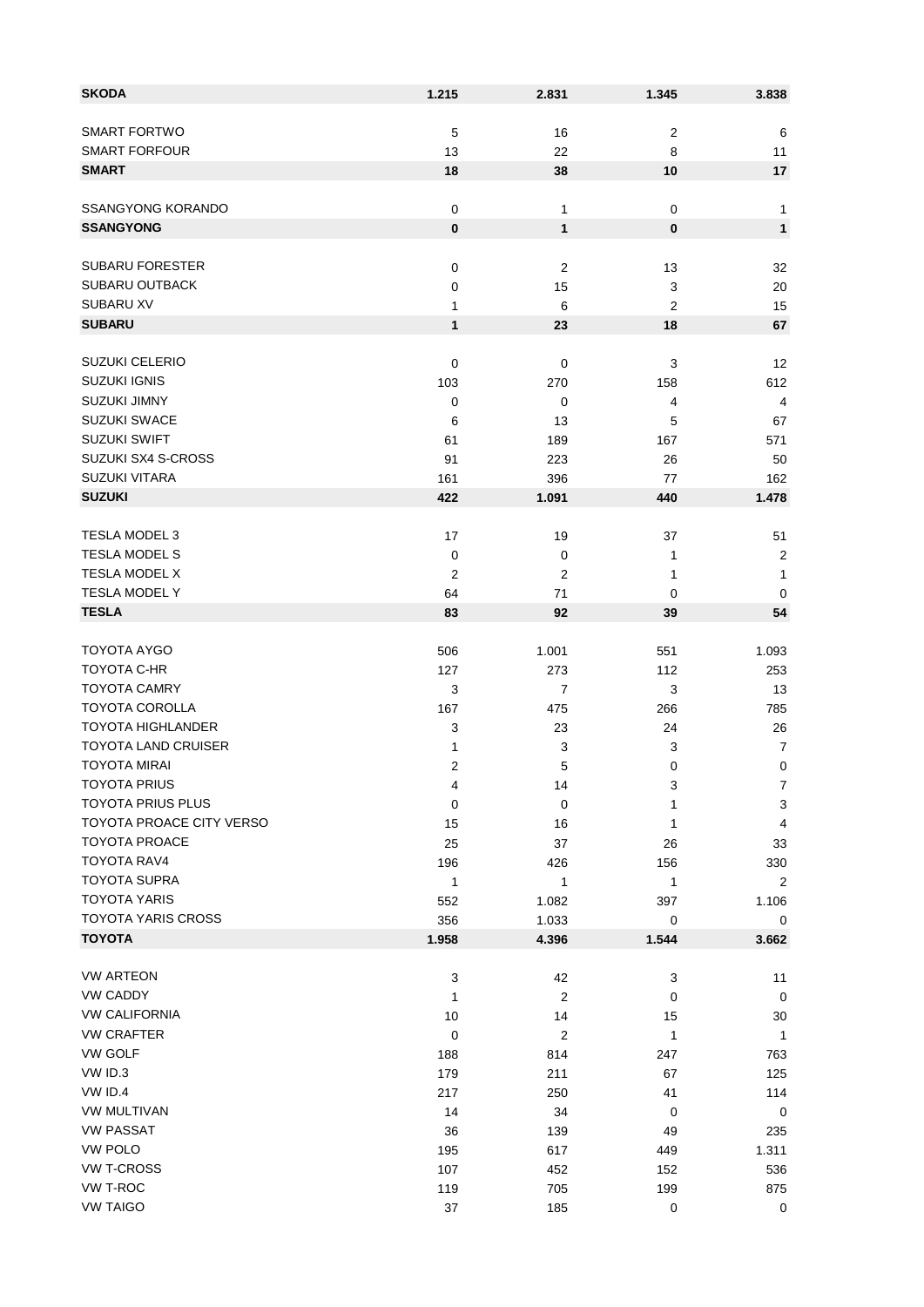| | | | | |
|---|---|---|---|---|
| **SKODA** | **1.215** | **2.831** | **1.345** | **3.838** |
| | | | | |
| SMART FORTWO | 5 | 16 | 2 | 6 |
| SMART FORFOUR | 13 | 22 | 8 | 11 |
| **SMART** | **18** | **38** | **10** | **17** |
| | | | | |
| SSANGYONG KORANDO | 0 | 1 | 0 | 1 |
| **SSANGYONG** | **0** | **1** | **0** | **1** |
| | | | | |
| SUBARU FORESTER | 0 | 2 | 13 | 32 |
| SUBARU OUTBACK | 0 | 15 | 3 | 20 |
| SUBARU XV | 1 | 6 | 2 | 15 |
| **SUBARU** | **1** | **23** | **18** | **67** |
| | | | | |
| SUZUKI CELERIO | 0 | 0 | 3 | 12 |
| SUZUKI IGNIS | 103 | 270 | 158 | 612 |
| SUZUKI JIMNY | 0 | 0 | 4 | 4 |
| SUZUKI SWACE | 6 | 13 | 5 | 67 |
| SUZUKI SWIFT | 61 | 189 | 167 | 571 |
| SUZUKI SX4 S-CROSS | 91 | 223 | 26 | 50 |
| SUZUKI VITARA | 161 | 396 | 77 | 162 |
| **SUZUKI** | **422** | **1.091** | **440** | **1.478** |
| | | | | |
| TESLA MODEL 3 | 17 | 19 | 37 | 51 |
| TESLA MODEL S | 0 | 0 | 1 | 2 |
| TESLA MODEL X | 2 | 2 | 1 | 1 |
| TESLA MODEL Y | 64 | 71 | 0 | 0 |
| **TESLA** | **83** | **92** | **39** | **54** |
| | | | | |
| TOYOTA AYGO | 506 | 1.001 | 551 | 1.093 |
| TOYOTA C-HR | 127 | 273 | 112 | 253 |
| TOYOTA CAMRY | 3 | 7 | 3 | 13 |
| TOYOTA COROLLA | 167 | 475 | 266 | 785 |
| TOYOTA HIGHLANDER | 3 | 23 | 24 | 26 |
| TOYOTA LAND CRUISER | 1 | 3 | 3 | 7 |
| TOYOTA MIRAI | 2 | 5 | 0 | 0 |
| TOYOTA PRIUS | 4 | 14 | 3 | 7 |
| TOYOTA PRIUS PLUS | 0 | 0 | 1 | 3 |
| TOYOTA PROACE CITY VERSO | 15 | 16 | 1 | 4 |
| TOYOTA PROACE | 25 | 37 | 26 | 33 |
| TOYOTA RAV4 | 196 | 426 | 156 | 330 |
| TOYOTA SUPRA | 1 | 1 | 1 | 2 |
| TOYOTA YARIS | 552 | 1.082 | 397 | 1.106 |
| TOYOTA YARIS CROSS | 356 | 1.033 | 0 | 0 |
| **TOYOTA** | **1.958** | **4.396** | **1.544** | **3.662** |
| | | | | |
| VW ARTEON | 3 | 42 | 3 | 11 |
| VW CADDY | 1 | 2 | 0 | 0 |
| VW CALIFORNIA | 10 | 14 | 15 | 30 |
| VW CRAFTER | 0 | 2 | 1 | 1 |
| VW GOLF | 188 | 814 | 247 | 763 |
| VW ID.3 | 179 | 211 | 67 | 125 |
| VW ID.4 | 217 | 250 | 41 | 114 |
| VW MULTIVAN | 14 | 34 | 0 | 0 |
| VW PASSAT | 36 | 139 | 49 | 235 |
| VW POLO | 195 | 617 | 449 | 1.311 |
| VW T-CROSS | 107 | 452 | 152 | 536 |
| VW T-ROC | 119 | 705 | 199 | 875 |
| VW TAIGO | 37 | 185 | 0 | 0 |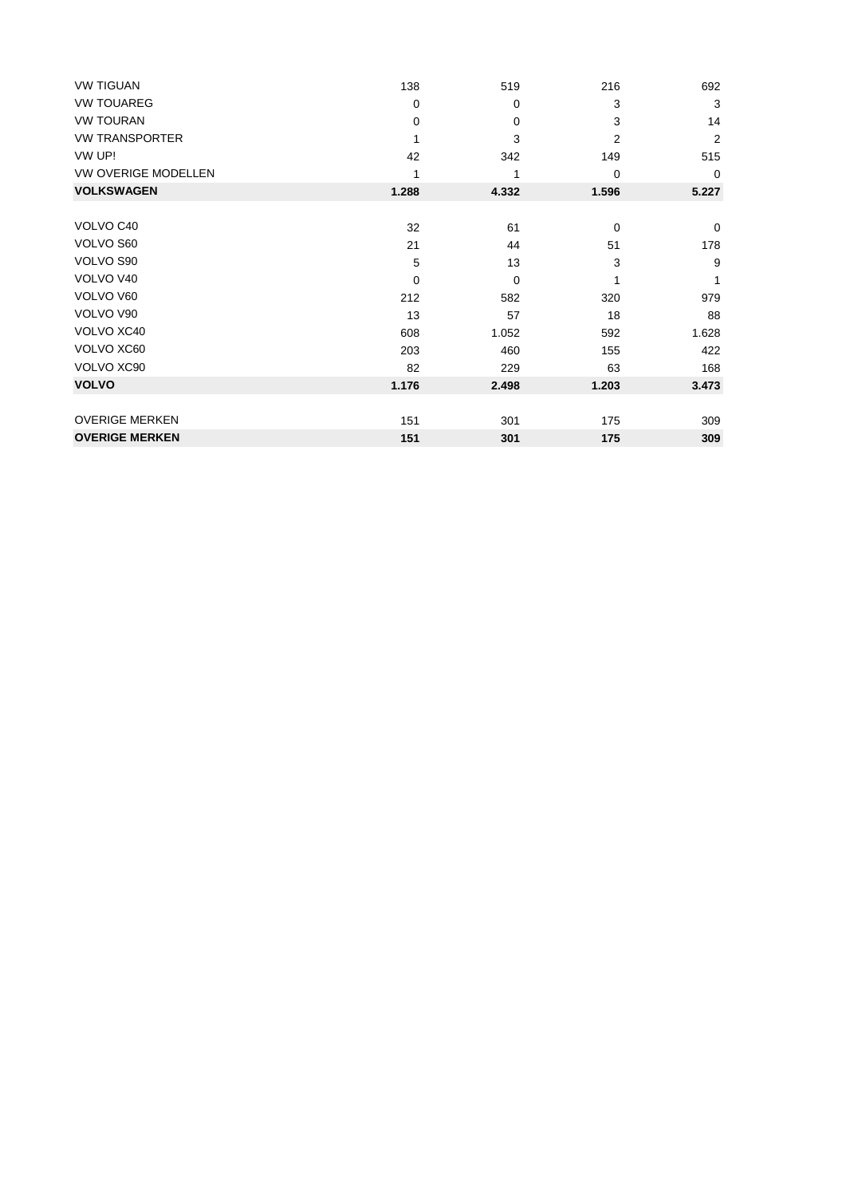| | | | | |
|---|---|---|---|---|
| VW TIGUAN | 138 | 519 | 216 | 692 |
| VW TOUAREG | 0 | 0 | 3 | 3 |
| VW TOURAN | 0 | 0 | 3 | 14 |
| VW TRANSPORTER | 1 | 3 | 2 | 2 |
| VW UP! | 42 | 342 | 149 | 515 |
| VW OVERIGE MODELLEN | 1 | 1 | 0 | 0 |
| **VOLKSWAGEN** | **1.288** | **4.332** | **1.596** | **5.227** |
| | | | | |
| VOLVO C40 | 32 | 61 | 0 | 0 |
| VOLVO S60 | 21 | 44 | 51 | 178 |
| VOLVO S90 | 5 | 13 | 3 | 9 |
| VOLVO V40 | 0 | 0 | 1 | 1 |
| VOLVO V60 | 212 | 582 | 320 | 979 |
| VOLVO V90 | 13 | 57 | 18 | 88 |
| VOLVO XC40 | 608 | 1.052 | 592 | 1.628 |
| VOLVO XC60 | 203 | 460 | 155 | 422 |
| VOLVO XC90 | 82 | 229 | 63 | 168 |
| **VOLVO** | **1.176** | **2.498** | **1.203** | **3.473** |
| | | | | |
| OVERIGE MERKEN | 151 | 301 | 175 | 309 |
| **OVERIGE MERKEN** | **151** | **301** | **175** | **309** |